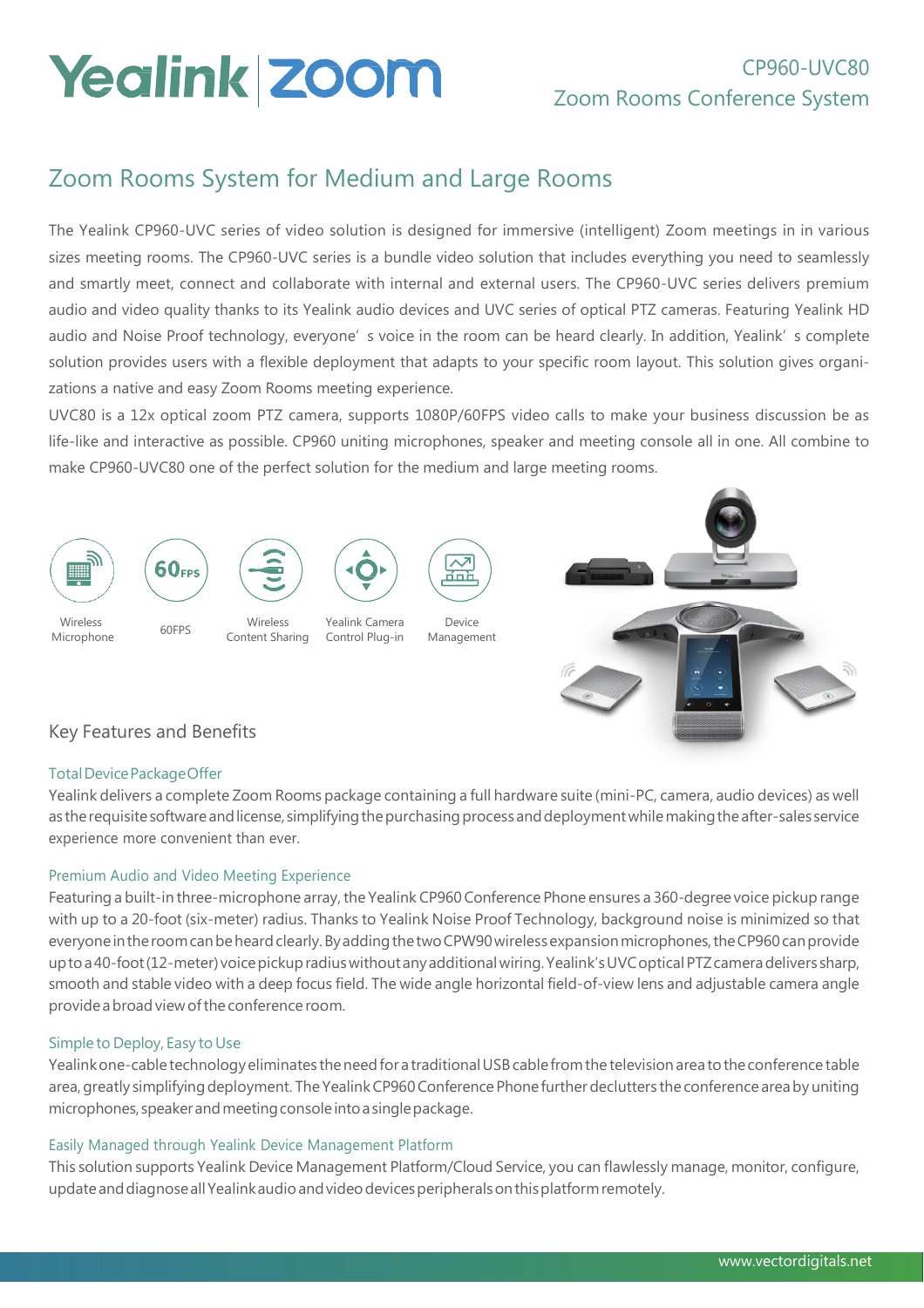# CP960-UVC80 Zoom Rooms Conference System

## Zoom Rooms System for Medium and Large Rooms

The Yealink CP960-UVC series of video solution is designed for immersive (intelligent) Zoom meetings in in various sizes meeting rooms. The CP960-UVC series is a bundle video solution that includes everything you need to seamlessly and smartly meet, connect and collaborate with internal and external users. The CP960-UVC series delivers premium audio and video quality thanks to its Yealink audio devices and UVC series of optical PTZ cameras. Featuring Yealink HD audio and Noise Proof technology, everyone' s voice in the room can be heard clearly. In addition, Yealink' s complete solution provides users with a flexible deployment that adapts to your specific room layout. This solution gives organizations a native and easy Zoom Rooms meeting experience.

UVC80 is a 12x optical zoom PTZ camera, supports 1080P/60FPS video calls to make your business discussion be as life-like and interactive as possible. CP960 uniting microphones, speaker and meeting console all in one. All combine to make CP960-UVC80 one of the perfect solution for the medium and large meeting rooms.

Wireless Microphone | 60FPS | Wireless Content Sharing | Yealink Camera Control Plug-in | Device Management

### Key Features and Benefits

#### Total Device Package Offer

Yealink delivers a complete Zoom Rooms package containing a full hardware suite (mini-PC, camera, audio devices) as well as the requisite software and license, simplifying the purchasing process and deployment while making the after-sales service experience more convenient than ever.

#### Premium Audio and Video Meeting Experience

Featuring a built-in three-microphone array, the Yealink CP960 Conference Phone ensures a 360-degree voice pickup range with up to a 20-foot (six-meter) radius. Thanks to Yealink Noise Proof Technology, background noise is minimized so that everyone in the room can be heard clearly. By adding the two CPW90 wireless expansion microphones, the CP960 can provide up to a 40-foot (12-meter) voice pickup radius without any additional wiring. Yealink's UVC optical PTZ camera delivers sharp, smooth and stable video with a deep focus field. The wide angle horizontal field-of-view lens and adjustable camera angle provide a broad view of the conference room.

#### Simple to Deploy, Easy to Use

Yealink one-cable technology eliminates the need for a traditional USB cable from the television area to the conference table area, greatly simplifying deployment. The Yealink CP960 Conference Phone further declutters the conference area by uniting microphones, speaker and meeting console into a single package.

#### Easily Managed through Yealink Device Management Platform

This solution supports Yealink Device Management Platform/Cloud Service, you can flawlessly manage, monitor, configure, update and diagnose all Yealink audio and video devices peripherals on this platform remotely.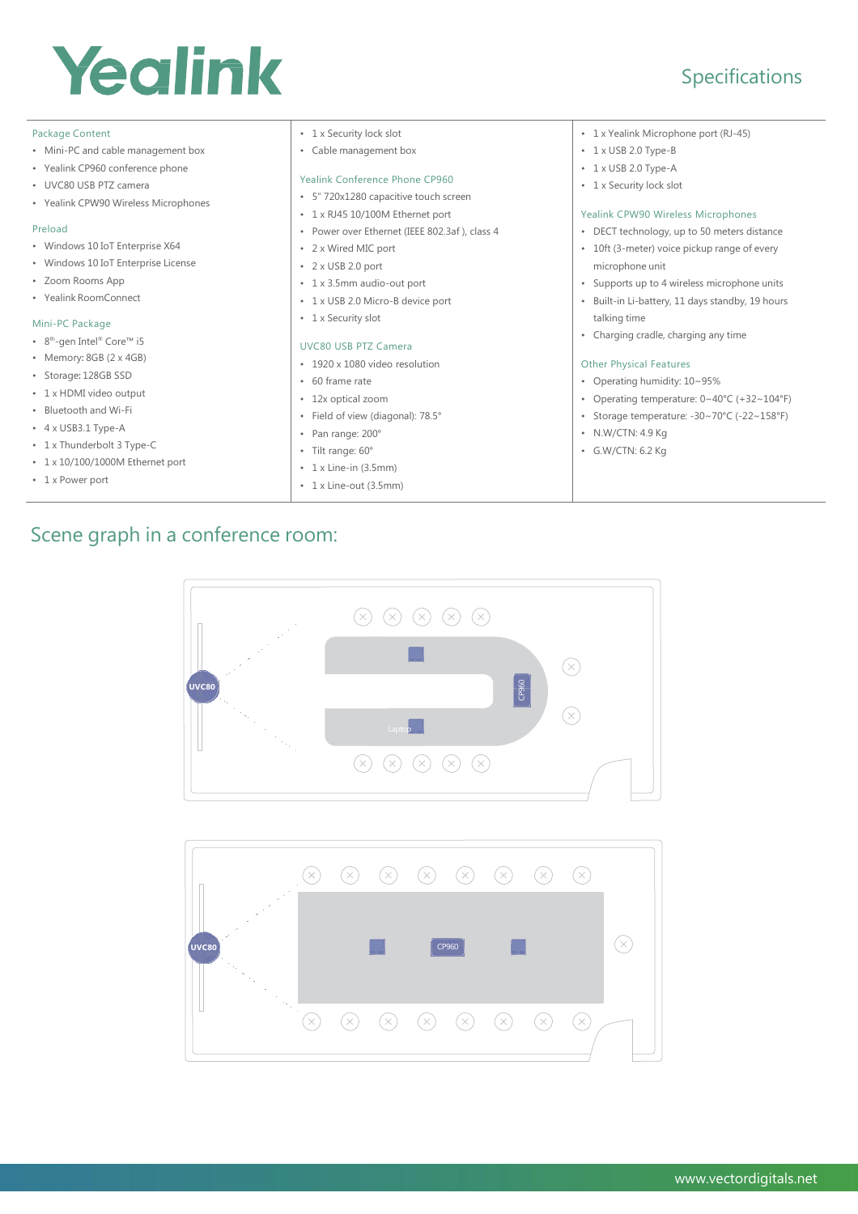# Yealink

## Specifications

### Package Content

- Mini-PC and cable management box
- Yealink CP960 conference phone
- UVC80 USB PTZ camera
- Yealink CPW90 Wireless Microphones

### Preload

- Windows 10 IoT Enterprise X64
- Windows 10 IoT Enterprise License
- Zoom Rooms App
- Yealink RoomConnect

### Mini-PC Package

- 8th-gen Intel® Core™ i5
- Memory: 8GB (2 x 4GB)
- Storage: 128GB SSD
- 1 x HDMI video output
- Bluetooth and Wi-Fi
- 4 x USB3.1 Type-A
- 1 x Thunderbolt 3 Type-C
- 1 x 10/100/1000M Ethernet port
- 1 x Power port
- 1 x Security lock slot
- Cable management box

### Yealink Conference Phone CP960

- 5" 720x1280 capacitive touch screen
- 1 x RJ45 10/100M Ethernet port
- Power over Ethernet (IEEE 802.3af ), class 4
- 2 x Wired MIC port
- 2 x USB 2.0 port
- 1 x 3.5mm audio-out port
- 1 x USB 2.0 Micro-B device port
- 1 x Security slot

### UVC80 USB PTZ Camera

- 1920 x 1080 video resolution
- 60 frame rate
- 12x optical zoom
- Field of view (diagonal): 78.5°
- Pan range: 200°
- Tilt range: 60°
- 1 x Line-in (3.5mm)
- 1 x Line-out (3.5mm)
- 1 x Yealink Microphone port (RJ-45)
- 1 x USB 2.0 Type-B
- 1 x USB 2.0 Type-A
- 1 x Security lock slot

### Yealink CPW90 Wireless Microphones

- DECT technology, up to 50 meters distance
- 10ft (3-meter) voice pickup range of every microphone unit
- Supports up to 4 wireless microphone units
- Built-in Li-battery, 11 days standby, 19 hours talking time
- Charging cradle, charging any time

### Other Physical Features

- Operating humidity: 10~95%
- Operating temperature: 0~40°C (+32~104°F)
- Storage temperature: -30~70°C (-22~158°F)
- N.W/CTN: 4.9 Kg
- G.W/CTN: 6.2 Kg

## Scene graph in a conference room:

UVC80 CP960 Laptop

UVC80 CP960

www.vectordigitals.net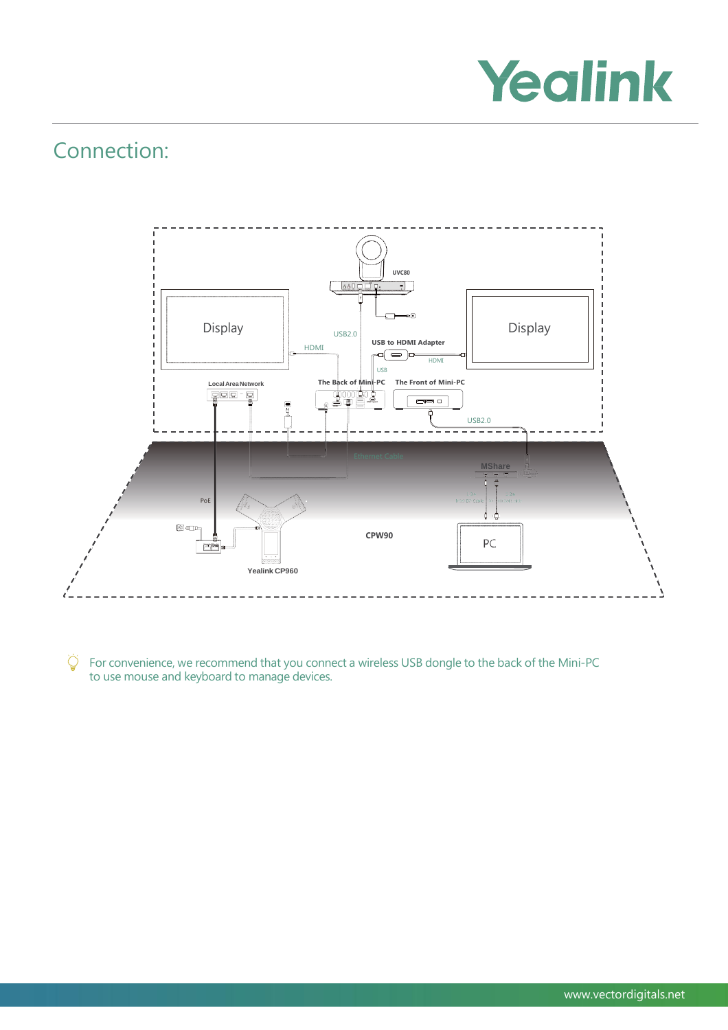## Connection:

Display

HDMI

USB2.0

UVC80

USB to HDMI Adapter

HDMI

USB

Display

Local Area Network

The Back of Mini-PC

The Front of Mini-PC

USB2.0

Ethernet Cable

MShare

PoE

CPW90

PC

Yealink CP960

For convenience, we recommend that you connect a wireless USB dongle to the back of the Mini-PC to use mouse and keyboard to manage devices.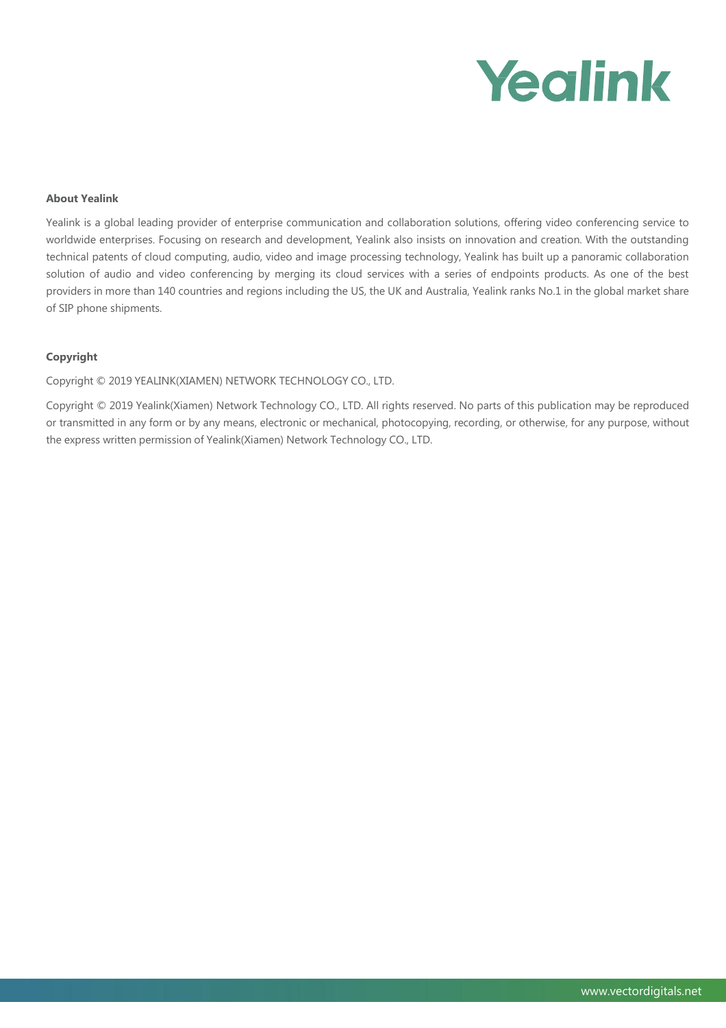**About Yealink**

Yealink is a global leading provider of enterprise communication and collaboration solutions, offering video conferencing service to worldwide enterprises. Focusing on research and development, Yealink also insists on innovation and creation. With the outstanding technical patents of cloud computing, audio, video and image processing technology, Yealink has built up a panoramic collaboration solution of audio and video conferencing by merging its cloud services with a series of endpoints products. As one of the best providers in more than 140 countries and regions including the US, the UK and Australia, Yealink ranks No.1 in the global market share of SIP phone shipments.

**Copyright**

Copyright © 2019 YEALINK(XIAMEN) NETWORK TECHNOLOGY CO., LTD.

Copyright © 2019 Yealink(Xiamen) Network Technology CO., LTD. All rights reserved. No parts of this publication may be reproduced or transmitted in any form or by any means, electronic or mechanical, photocopying, recording, or otherwise, for any purpose, without the express written permission of Yealink(Xiamen) Network Technology CO., LTD.